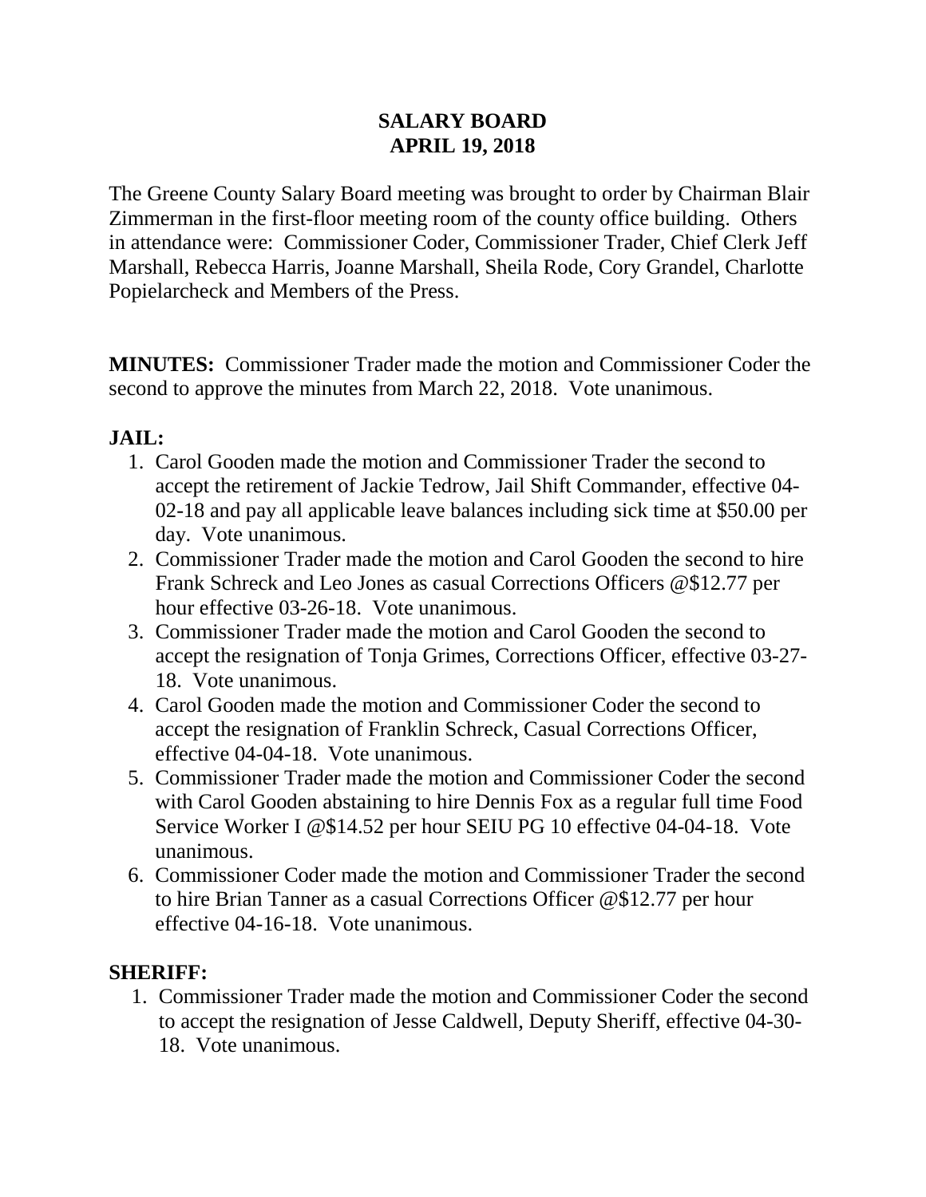# SALARY BOARD
# APRIL 19, 2018

The Greene County Salary Board meeting was brought to order by Chairman Blair Zimmerman in the first-floor meeting room of the county office building. Others in attendance were: Commissioner Coder, Commissioner Trader, Chief Clerk Jeff Marshall, Rebecca Harris, Joanne Marshall, Sheila Rode, Cory Grandel, Charlotte Popielarcheck and Members of the Press.

**MINUTES:** Commissioner Trader made the motion and Commissioner Coder the second to approve the minutes from March 22, 2018. Vote unanimous.

## JAIL:

1. Carol Gooden made the motion and Commissioner Trader the second to accept the retirement of Jackie Tedrow, Jail Shift Commander, effective 04-02-18 and pay all applicable leave balances including sick time at $50.00 per day. Vote unanimous.
2. Commissioner Trader made the motion and Carol Gooden the second to hire Frank Schreck and Leo Jones as casual Corrections Officers @$12.77 per hour effective 03-26-18. Vote unanimous.
3. Commissioner Trader made the motion and Carol Gooden the second to accept the resignation of Tonja Grimes, Corrections Officer, effective 03-27-18. Vote unanimous.
4. Carol Gooden made the motion and Commissioner Coder the second to accept the resignation of Franklin Schreck, Casual Corrections Officer, effective 04-04-18. Vote unanimous.
5. Commissioner Trader made the motion and Commissioner Coder the second with Carol Gooden abstaining to hire Dennis Fox as a regular full time Food Service Worker I @$14.52 per hour SEIU PG 10 effective 04-04-18. Vote unanimous.
6. Commissioner Coder made the motion and Commissioner Trader the second to hire Brian Tanner as a casual Corrections Officer @$12.77 per hour effective 04-16-18. Vote unanimous.

## SHERIFF:

1. Commissioner Trader made the motion and Commissioner Coder the second to accept the resignation of Jesse Caldwell, Deputy Sheriff, effective 04-30-18. Vote unanimous.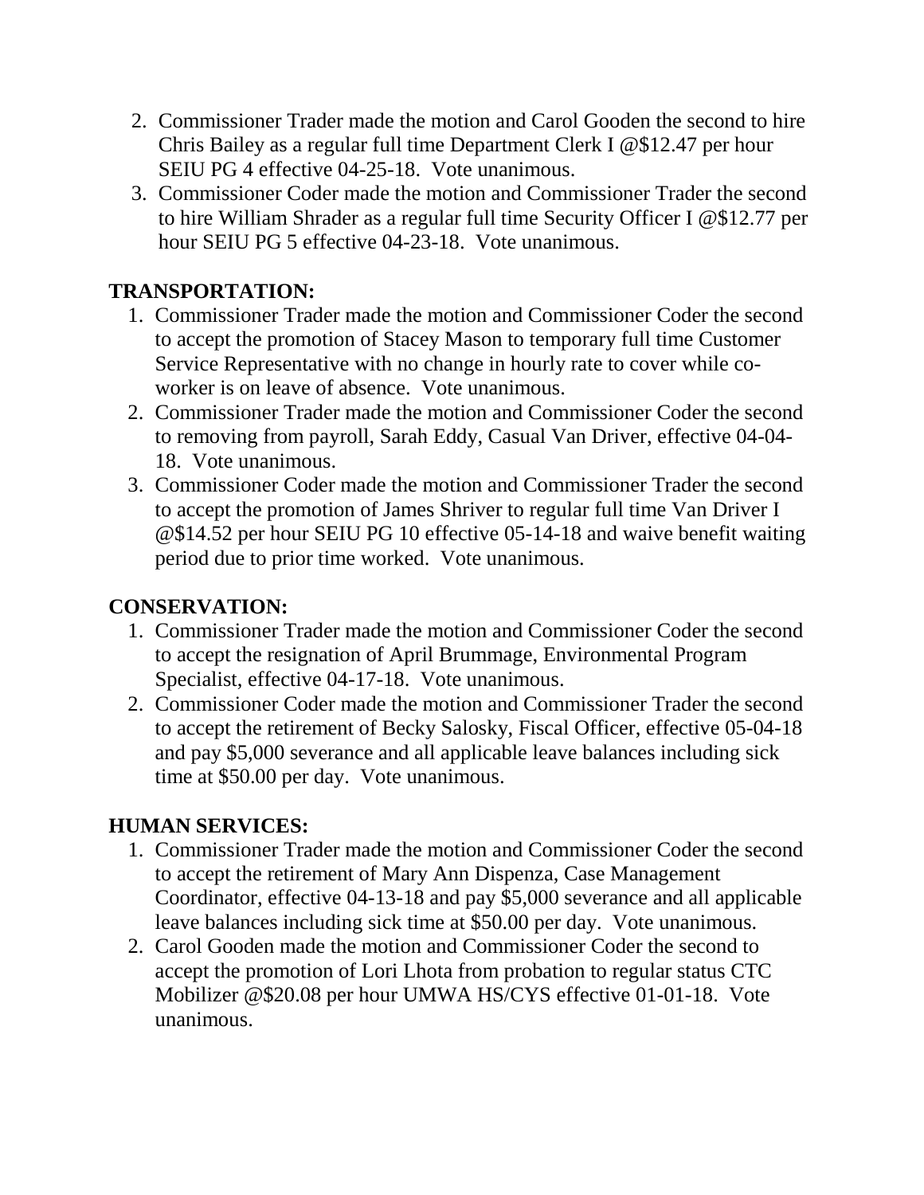2. Commissioner Trader made the motion and Carol Gooden the second to hire Chris Bailey as a regular full time Department Clerk I @$12.47 per hour SEIU PG 4 effective 04-25-18. Vote unanimous.
3. Commissioner Coder made the motion and Commissioner Trader the second to hire William Shrader as a regular full time Security Officer I @$12.77 per hour SEIU PG 5 effective 04-23-18. Vote unanimous.

**TRANSPORTATION:**

1. Commissioner Trader made the motion and Commissioner Coder the second to accept the promotion of Stacey Mason to temporary full time Customer Service Representative with no change in hourly rate to cover while co-worker is on leave of absence. Vote unanimous.
2. Commissioner Trader made the motion and Commissioner Coder the second to removing from payroll, Sarah Eddy, Casual Van Driver, effective 04-04-18. Vote unanimous.
3. Commissioner Coder made the motion and Commissioner Trader the second to accept the promotion of James Shriver to regular full time Van Driver I @$14.52 per hour SEIU PG 10 effective 05-14-18 and waive benefit waiting period due to prior time worked. Vote unanimous.

**CONSERVATION:**

1. Commissioner Trader made the motion and Commissioner Coder the second to accept the resignation of April Brummage, Environmental Program Specialist, effective 04-17-18. Vote unanimous.
2. Commissioner Coder made the motion and Commissioner Trader the second to accept the retirement of Becky Salosky, Fiscal Officer, effective 05-04-18 and pay $5,000 severance and all applicable leave balances including sick time at $50.00 per day. Vote unanimous.

**HUMAN SERVICES:**

1. Commissioner Trader made the motion and Commissioner Coder the second to accept the retirement of Mary Ann Dispenza, Case Management Coordinator, effective 04-13-18 and pay $5,000 severance and all applicable leave balances including sick time at $50.00 per day. Vote unanimous.
2. Carol Gooden made the motion and Commissioner Coder the second to accept the promotion of Lori Lhota from probation to regular status CTC Mobilizer @$20.08 per hour UMWA HS/CYS effective 01-01-18. Vote unanimous.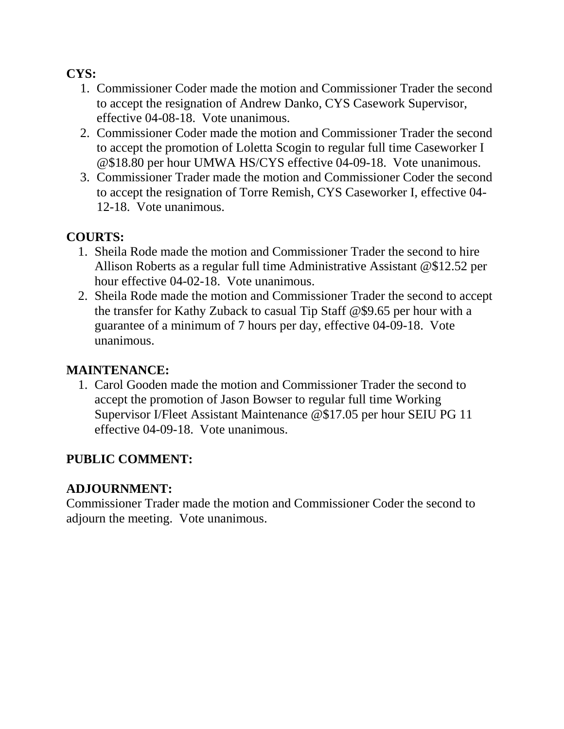**CYS:**

1. Commissioner Coder made the motion and Commissioner Trader the second to accept the resignation of Andrew Danko, CYS Casework Supervisor, effective 04-08-18. Vote unanimous.
2. Commissioner Coder made the motion and Commissioner Trader the second to accept the promotion of Loletta Scogin to regular full time Caseworker I @$18.80 per hour UMWA HS/CYS effective 04-09-18. Vote unanimous.
3. Commissioner Trader made the motion and Commissioner Coder the second to accept the resignation of Torre Remish, CYS Caseworker I, effective 04-12-18. Vote unanimous.

**COURTS:**

1. Sheila Rode made the motion and Commissioner Trader the second to hire Allison Roberts as a regular full time Administrative Assistant @$12.52 per hour effective 04-02-18. Vote unanimous.
2. Sheila Rode made the motion and Commissioner Trader the second to accept the transfer for Kathy Zuback to casual Tip Staff @$9.65 per hour with a guarantee of a minimum of 7 hours per day, effective 04-09-18. Vote unanimous.

**MAINTENANCE:**

1. Carol Gooden made the motion and Commissioner Trader the second to accept the promotion of Jason Bowser to regular full time Working Supervisor I/Fleet Assistant Maintenance @$17.05 per hour SEIU PG 11 effective 04-09-18. Vote unanimous.

**PUBLIC COMMENT:**

**ADJOURNMENT:**

Commissioner Trader made the motion and Commissioner Coder the second to adjourn the meeting. Vote unanimous.